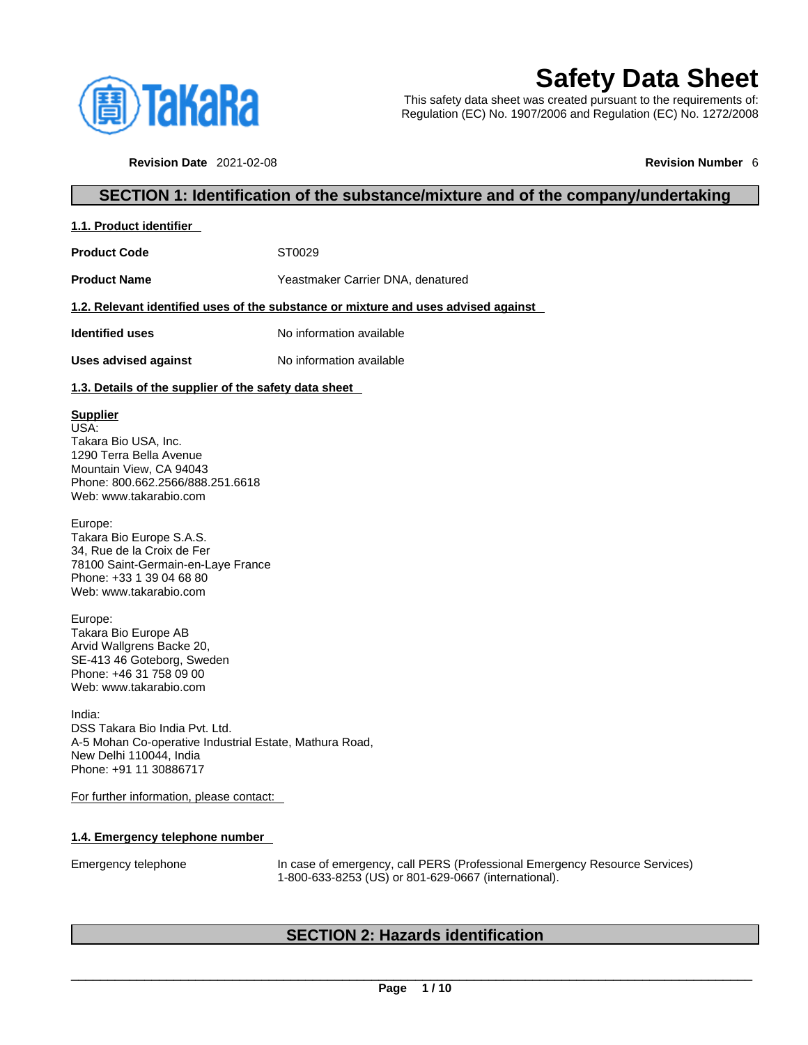# Safety Data Sheet

This safety data sheet was created pursuant to the requirements of:
Regulation (EC) No. 1907/2006 and Regulation (EC) No. 1272/2008

**Revision Date** 2021-02-08 **Revision Number** 6

## SECTION 1: Identification of the substance/mixture and of the company/undertaking

### 1.1. Product identifier

**Product Code** ST0029

**Product Name** Yeastmaker Carrier DNA, denatured

### 1.2. Relevant identified uses of the substance or mixture and uses advised against

**Identified uses** No information available

**Uses advised against** No information available

### 1.3. Details of the supplier of the safety data sheet

**Supplier**

USA:
Takara Bio USA, Inc.
1290 Terra Bella Avenue
Mountain View, CA 94043
Phone: 800.662.2566/888.251.6618
Web: www.takarabio.com

Europe:
Takara Bio Europe S.A.S.
34, Rue de la Croix de Fer
78100 Saint-Germain-en-Laye France
Phone: +33 1 39 04 68 80
Web: www.takarabio.com

Europe:
Takara Bio Europe AB
Arvid Wallgrens Backe 20,
SE-413 46 Goteborg, Sweden
Phone: +46 31 758 09 00
Web: www.takarabio.com

India:
DSS Takara Bio India Pvt. Ltd.
A-5 Mohan Co-operative Industrial Estate, Mathura Road,
New Delhi 110044, India
Phone: +91 11 30886717

For further information, please contact:

### 1.4. Emergency telephone number

Emergency telephone In case of emergency, call PERS (Professional Emergency Resource Services) 1-800-633-8253 (US) or 801-629-0667 (international).

## SECTION 2: Hazards identification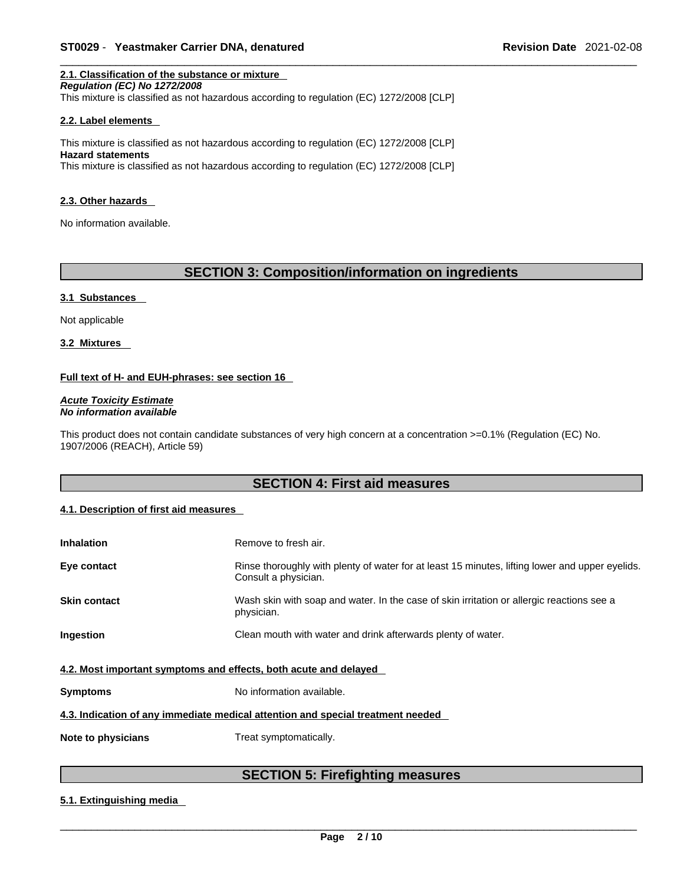#### 2.1. Classification of the substance or mixture

*Regulation (EC) No 1272/2008*

This mixture is classified as not hazardous according to regulation (EC) 1272/2008 [CLP]

#### 2.2. Label elements

This mixture is classified as not hazardous according to regulation (EC) 1272/2008 [CLP]

**Hazard statements**

This mixture is classified as not hazardous according to regulation (EC) 1272/2008 [CLP]

#### 2.3. Other hazards

No information available.

## SECTION 3: Composition/information on ingredients

#### 3.1 Substances

Not applicable

#### 3.2 Mixtures

**Full text of H- and EUH-phrases: see section 16**

***Acute Toxicity Estimate***

***No information available***

This product does not contain candidate substances of very high concern at a concentration >=0.1% (Regulation (EC) No. 1907/2006 (REACH), Article 59)

## SECTION 4: First aid measures

#### 4.1. Description of first aid measures

| | |
|---|---|
| **Inhalation** | Remove to fresh air. |
| **Eye contact** | Rinse thoroughly with plenty of water for at least 15 minutes, lifting lower and upper eyelids. Consult a physician. |
| **Skin contact** | Wash skin with soap and water. In the case of skin irritation or allergic reactions see a physician. |
| **Ingestion** | Clean mouth with water and drink afterwards plenty of water. |

#### 4.2. Most important symptoms and effects, both acute and delayed

**Symptoms** No information available.

#### 4.3. Indication of any immediate medical attention and special treatment needed

**Note to physicians** Treat symptomatically.

## SECTION 5: Firefighting measures

#### 5.1. Extinguishing media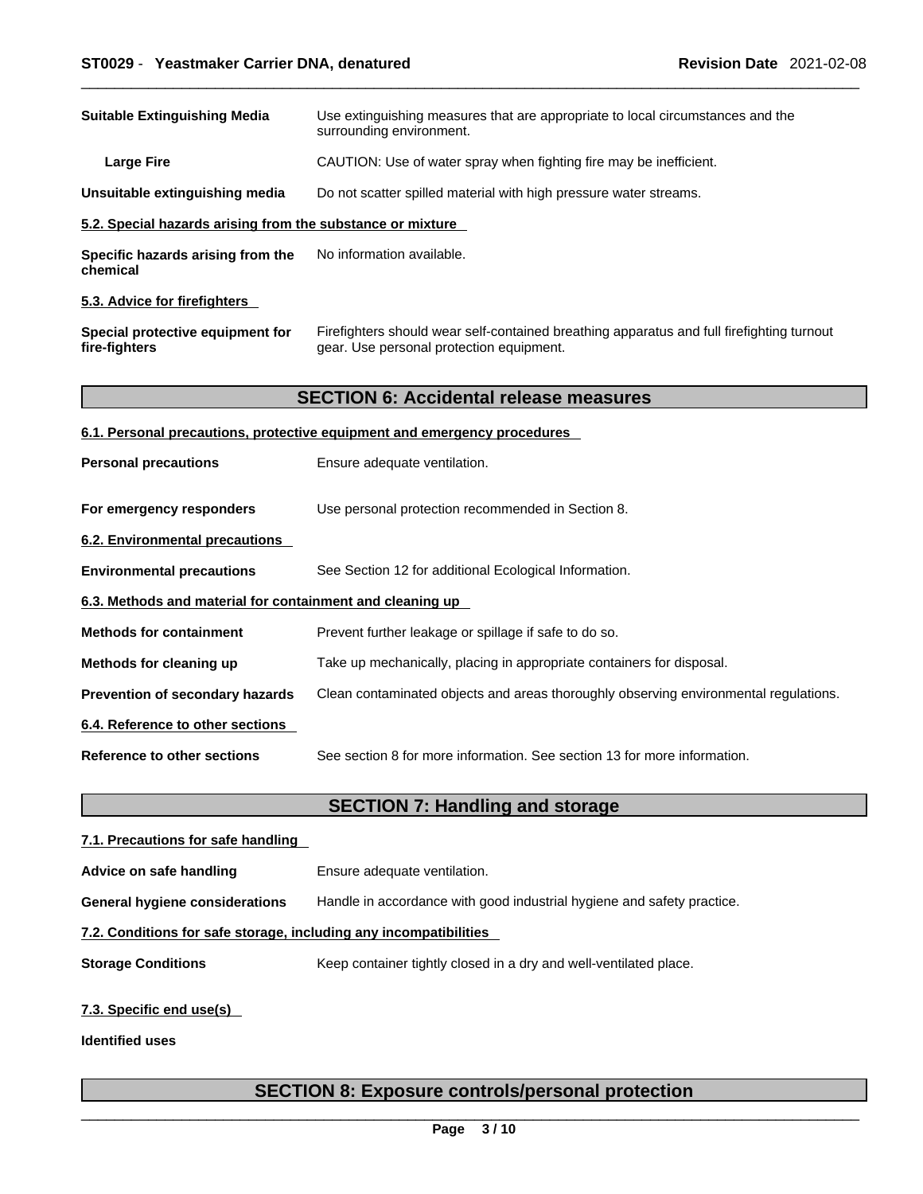| | |
|---|---|
| **Suitable Extinguishing Media** | Use extinguishing measures that are appropriate to local circumstances and the surrounding environment. |
| **Large Fire** | CAUTION: Use of water spray when fighting fire may be inefficient. |
| **Unsuitable extinguishing media** | Do not scatter spilled material with high pressure water streams. |

### 5.2. Special hazards arising from the substance or mixture

| | |
|---|---|
| **Specific hazards arising from the chemical** | No information available. |

### 5.3. Advice for firefighters

| | |
|---|---|
| **Special protective equipment for fire-fighters** | Firefighters should wear self-contained breathing apparatus and full firefighting turnout gear. Use personal protection equipment. |

## SECTION 6: Accidental release measures

### 6.1. Personal precautions, protective equipment and emergency procedures

| | |
|---|---|
| **Personal precautions** | Ensure adequate ventilation. |
| **For emergency responders** | Use personal protection recommended in Section 8. |

### 6.2. Environmental precautions

| | |
|---|---|
| **Environmental precautions** | See Section 12 for additional Ecological Information. |

### 6.3. Methods and material for containment and cleaning up

| | |
|---|---|
| **Methods for containment** | Prevent further leakage or spillage if safe to do so. |
| **Methods for cleaning up** | Take up mechanically, placing in appropriate containers for disposal. |
| **Prevention of secondary hazards** | Clean contaminated objects and areas thoroughly observing environmental regulations. |

### 6.4. Reference to other sections

| | |
|---|---|
| **Reference to other sections** | See section 8 for more information. See section 13 for more information. |

## SECTION 7: Handling and storage

### 7.1. Precautions for safe handling

| | |
|---|---|
| **Advice on safe handling** | Ensure adequate ventilation. |
| **General hygiene considerations** | Handle in accordance with good industrial hygiene and safety practice. |

### 7.2. Conditions for safe storage, including any incompatibilities

| | |
|---|---|
| **Storage Conditions** | Keep container tightly closed in a dry and well-ventilated place. |

### 7.3. Specific end use(s)

**Identified uses**

## SECTION 8: Exposure controls/personal protection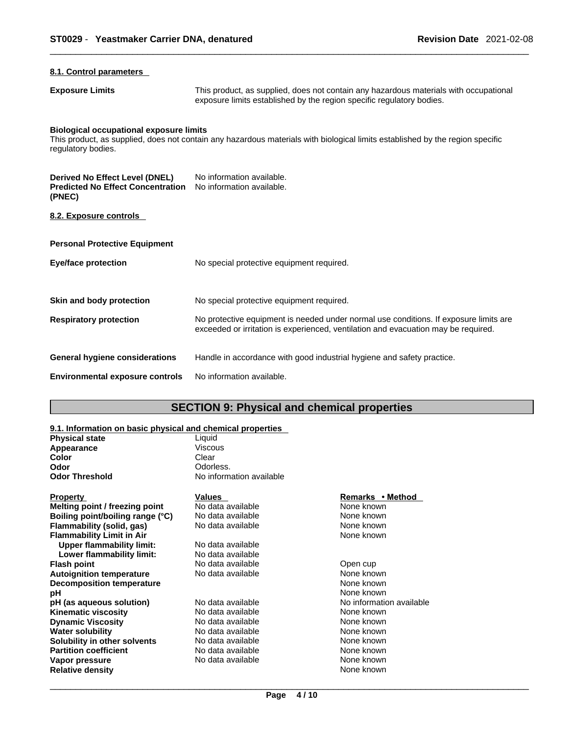### 8.1. Control parameters

**Exposure Limits** This product, as supplied, does not contain any hazardous materials with occupational exposure limits established by the region specific regulatory bodies.

**Biological occupational exposure limits**
This product, as supplied, does not contain any hazardous materials with biological limits established by the region specific regulatory bodies.

**Derived No Effect Level (DNEL)** No information available.
**Predicted No Effect Concentration (PNEC)** No information available.

### 8.2. Exposure controls

**Personal Protective Equipment**

**Eye/face protection** No special protective equipment required.

**Skin and body protection** No special protective equipment required.

**Respiratory protection** No protective equipment is needed under normal use conditions. If exposure limits are exceeded or irritation is experienced, ventilation and evacuation may be required.

**General hygiene considerations** Handle in accordance with good industrial hygiene and safety practice.

**Environmental exposure controls** No information available.

## SECTION 9: Physical and chemical properties

### 9.1. Information on basic physical and chemical properties

| | |
|---|---|
| **Physical state** | Liquid |
| **Appearance** | Viscous |
| **Color** | Clear |
| **Odor** | Odorless. |
| **Odor Threshold** | No information available |

| Property | Values | Remarks • Method |
|---|---|---|
| **Melting point / freezing point** | No data available | None known |
| **Boiling point/boiling range (°C)** | No data available | None known |
| **Flammability (solid, gas)** | No data available | None known |
| **Flammability Limit in Air** | | None known |
| **Upper flammability limit:** | No data available | |
| **Lower flammability limit:** | No data available | |
| **Flash point** | No data available | Open cup |
| **Autoignition temperature** | No data available | None known |
| **Decomposition temperature** | | None known |
| **pH** | | None known |
| **pH (as aqueous solution)** | No data available | No information available |
| **Kinematic viscosity** | No data available | None known |
| **Dynamic Viscosity** | No data available | None known |
| **Water solubility** | No data available | None known |
| **Solubility in other solvents** | No data available | None known |
| **Partition coefficient** | No data available | None known |
| **Vapor pressure** | No data available | None known |
| **Relative density** | | None known |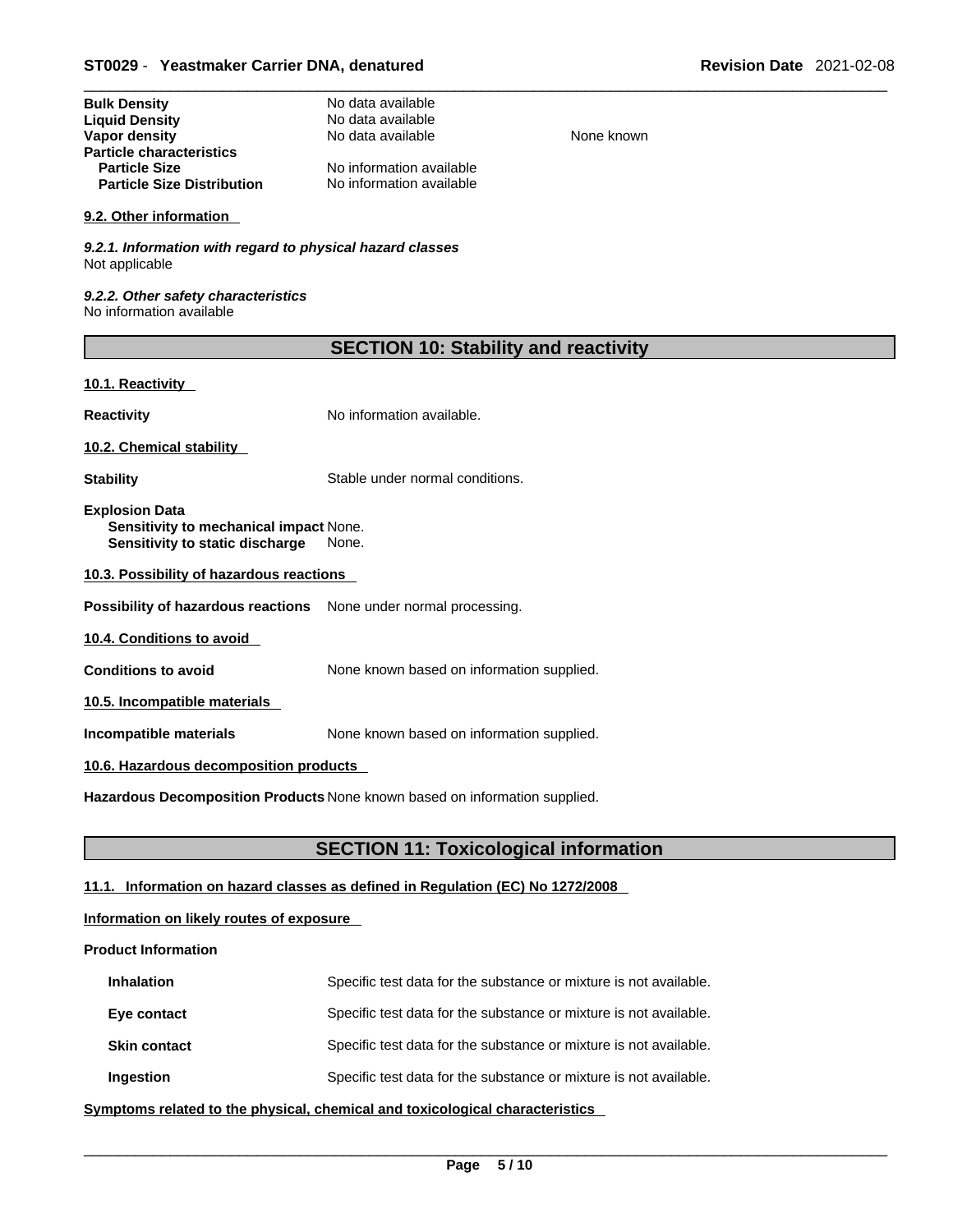| | | |
|---|---|---|
| **Bulk Density** | No data available | |
| **Liquid Density** | No data available | |
| **Vapor density** | No data available | None known |
| **Particle characteristics** | | |
| **Particle Size** | No information available | |
| **Particle Size Distribution** | No information available | |

### 9.2. Other information

*9.2.1. Information with regard to physical hazard classes*
Not applicable

*9.2.2. Other safety characteristics*
No information available

## SECTION 10: Stability and reactivity

### 10.1. Reactivity

**Reactivity** No information available.

### 10.2. Chemical stability

**Stability** Stable under normal conditions.

**Explosion Data**
**Sensitivity to mechanical impact** None.
**Sensitivity to static discharge** None.

### 10.3. Possibility of hazardous reactions

**Possibility of hazardous reactions** None under normal processing.

### 10.4. Conditions to avoid

**Conditions to avoid** None known based on information supplied.

### 10.5. Incompatible materials

**Incompatible materials** None known based on information supplied.

### 10.6. Hazardous decomposition products

**Hazardous Decomposition Products** None known based on information supplied.

## SECTION 11: Toxicological information

### 11.1. Information on hazard classes as defined in Regulation (EC) No 1272/2008

**Information on likely routes of exposure**

**Product Information**

| | |
|---|---|
| **Inhalation** | Specific test data for the substance or mixture is not available. |
| **Eye contact** | Specific test data for the substance or mixture is not available. |
| **Skin contact** | Specific test data for the substance or mixture is not available. |
| **Ingestion** | Specific test data for the substance or mixture is not available. |

**Symptoms related to the physical, chemical and toxicological characteristics**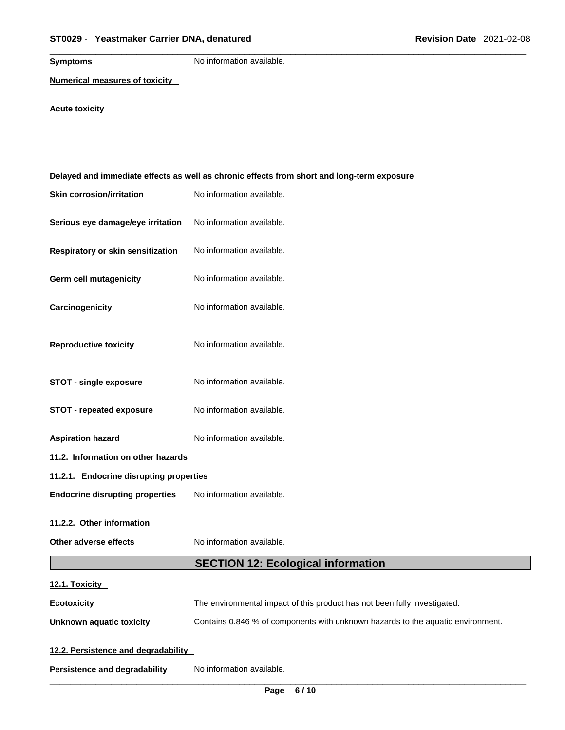**Symptoms** No information available.

**Numerical measures of toxicity**

**Acute toxicity**

**Delayed and immediate effects as well as chronic effects from short and long-term exposure**

**Skin corrosion/irritation** No information available.

**Serious eye damage/eye irritation** No information available.

**Respiratory or skin sensitization** No information available.

**Germ cell mutagenicity** No information available.

**Carcinogenicity** No information available.

**Reproductive toxicity** No information available.

**STOT - single exposure** No information available.

**STOT - repeated exposure** No information available.

**Aspiration hazard** No information available.

**11.2. Information on other hazards**

**11.2.1. Endocrine disrupting properties**

**Endocrine disrupting properties** No information available.

**11.2.2. Other information**

**Other adverse effects** No information available.

## SECTION 12: Ecological information

**12.1. Toxicity**

**Ecotoxicity** The environmental impact of this product has not been fully investigated.

**Unknown aquatic toxicity** Contains 0.846 % of components with unknown hazards to the aquatic environment.

**12.2. Persistence and degradability**

**Persistence and degradability** No information available.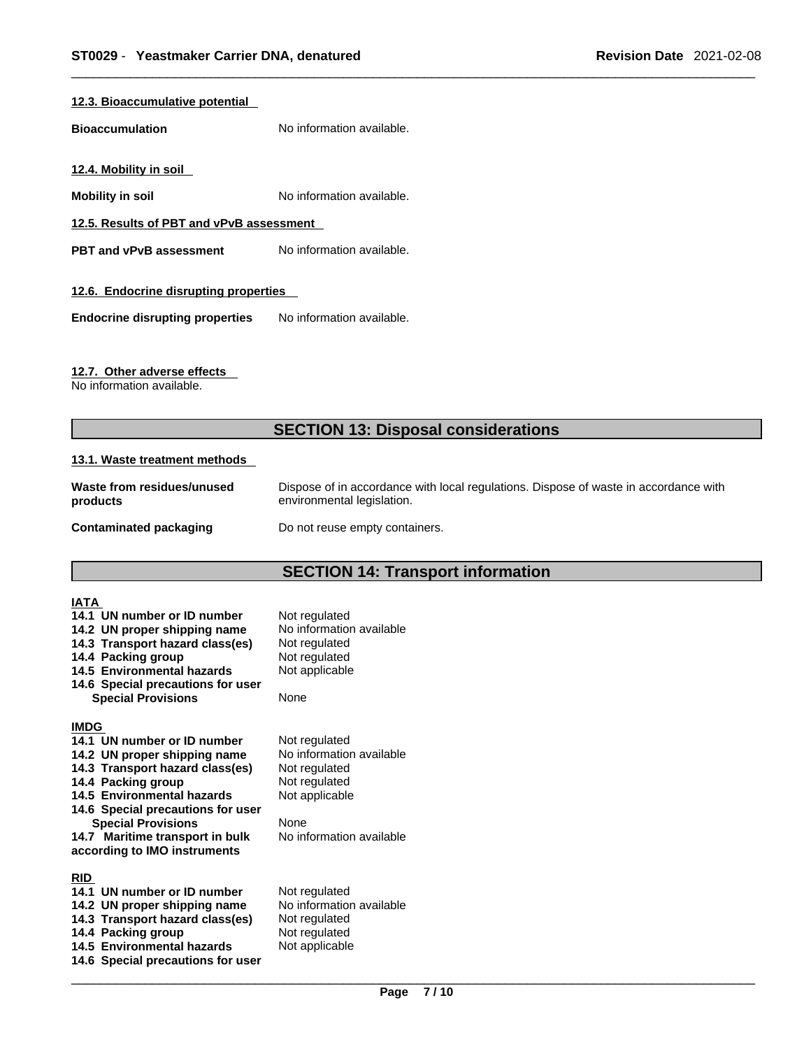**12.3. Bioaccumulative potential**

**Bioaccumulation** No information available.

**12.4. Mobility in soil**

**Mobility in soil** No information available.

**12.5. Results of PBT and vPvB assessment**

**PBT and vPvB assessment** No information available.

**12.6. Endocrine disrupting properties**

**Endocrine disrupting properties** No information available.

**12.7. Other adverse effects**

No information available.

## SECTION 13: Disposal considerations

**13.1. Waste treatment methods**

**Waste from residues/unused products** Dispose of in accordance with local regulations. Dispose of waste in accordance with environmental legislation.

**Contaminated packaging** Do not reuse empty containers.

## SECTION 14: Transport information

**IATA**

| | |
|---|---|
| **14.1 UN number or ID number** | Not regulated |
| **14.2 UN proper shipping name** | No information available |
| **14.3 Transport hazard class(es)** | Not regulated |
| **14.4 Packing group** | Not regulated |
| **14.5 Environmental hazards** | Not applicable |
| **14.6 Special precautions for user** | |
| **Special Provisions** | None |

**IMDG**

| | |
|---|---|
| **14.1 UN number or ID number** | Not regulated |
| **14.2 UN proper shipping name** | No information available |
| **14.3 Transport hazard class(es)** | Not regulated |
| **14.4 Packing group** | Not regulated |
| **14.5 Environmental hazards** | Not applicable |
| **14.6 Special precautions for user** | |
| **Special Provisions** | None |
| **14.7 Maritime transport in bulk according to IMO instruments** | No information available |

**RID**

| | |
|---|---|
| **14.1 UN number or ID number** | Not regulated |
| **14.2 UN proper shipping name** | No information available |
| **14.3 Transport hazard class(es)** | Not regulated |
| **14.4 Packing group** | Not regulated |
| **14.5 Environmental hazards** | Not applicable |
| **14.6 Special precautions for user** | |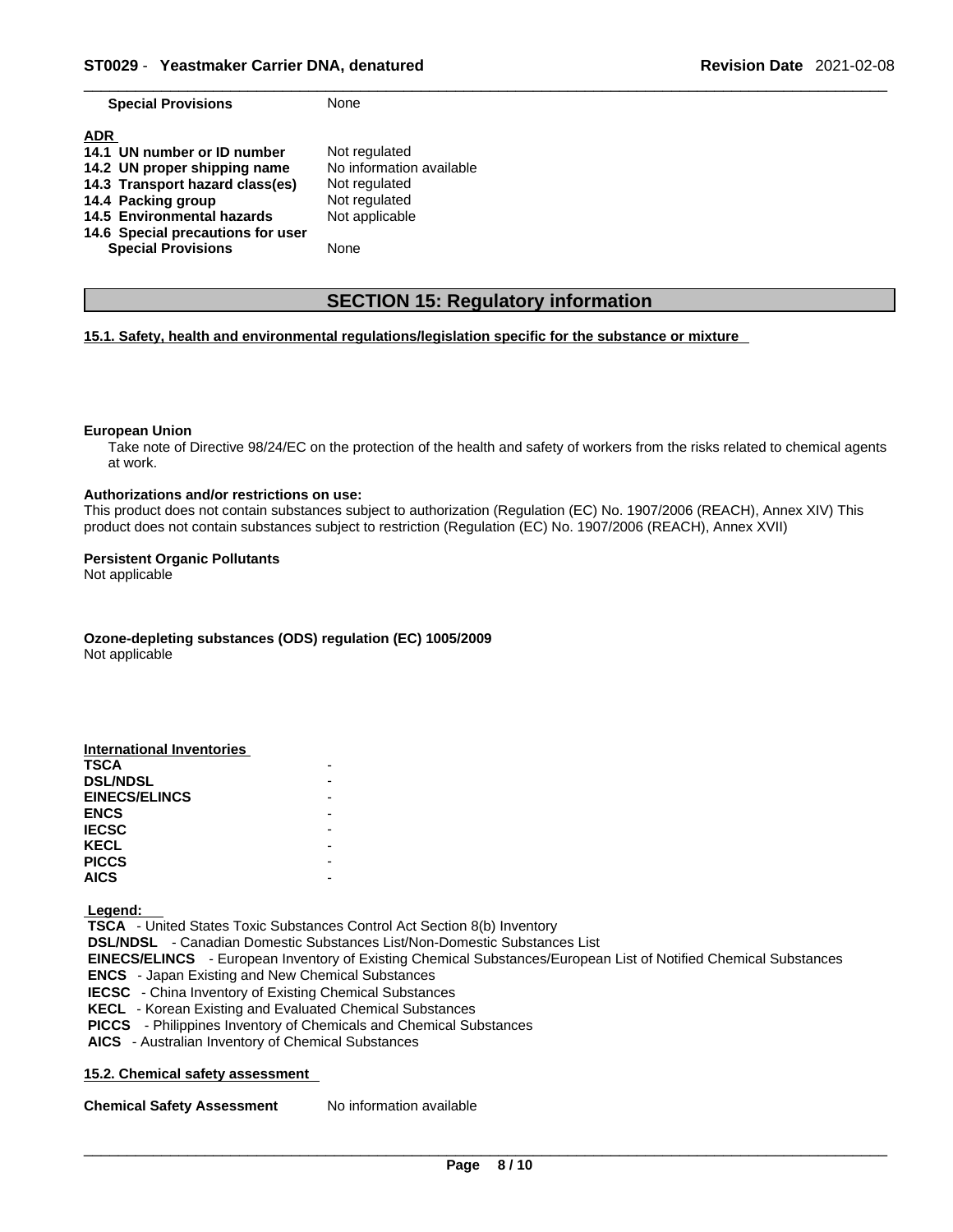| | |
|---|---|
| **Special Provisions** | None |

**ADR**

| | |
|---|---|
| **14.1 UN number or ID number** | Not regulated |
| **14.2 UN proper shipping name** | No information available |
| **14.3 Transport hazard class(es)** | Not regulated |
| **14.4 Packing group** | Not regulated |
| **14.5 Environmental hazards** | Not applicable |
| **14.6 Special precautions for user** | |
| **Special Provisions** | None |

# SECTION 15: Regulatory information

**15.1. Safety, health and environmental regulations/legislation specific for the substance or mixture**

**European Union**

Take note of Directive 98/24/EC on the protection of the health and safety of workers from the risks related to chemical agents at work.

**Authorizations and/or restrictions on use:**

This product does not contain substances subject to authorization (Regulation (EC) No. 1907/2006 (REACH), Annex XIV) This product does not contain substances subject to restriction (Regulation (EC) No. 1907/2006 (REACH), Annex XVII)

**Persistent Organic Pollutants**

Not applicable

**Ozone-depleting substances (ODS) regulation (EC) 1005/2009**

Not applicable

**International Inventories**

| | |
|---|---|
| **TSCA** | - |
| **DSL/NDSL** | - |
| **EINECS/ELINCS** | - |
| **ENCS** | - |
| **IECSC** | - |
| **KECL** | - |
| **PICCS** | - |
| **AICS** | - |

**Legend:**

**TSCA** - United States Toxic Substances Control Act Section 8(b) Inventory
**DSL/NDSL** - Canadian Domestic Substances List/Non-Domestic Substances List
**EINECS/ELINCS** - European Inventory of Existing Chemical Substances/European List of Notified Chemical Substances
**ENCS** - Japan Existing and New Chemical Substances
**IECSC** - China Inventory of Existing Chemical Substances
**KECL** - Korean Existing and Evaluated Chemical Substances
**PICCS** - Philippines Inventory of Chemicals and Chemical Substances
**AICS** - Australian Inventory of Chemical Substances

**15.2. Chemical safety assessment**

**Chemical Safety Assessment** No information available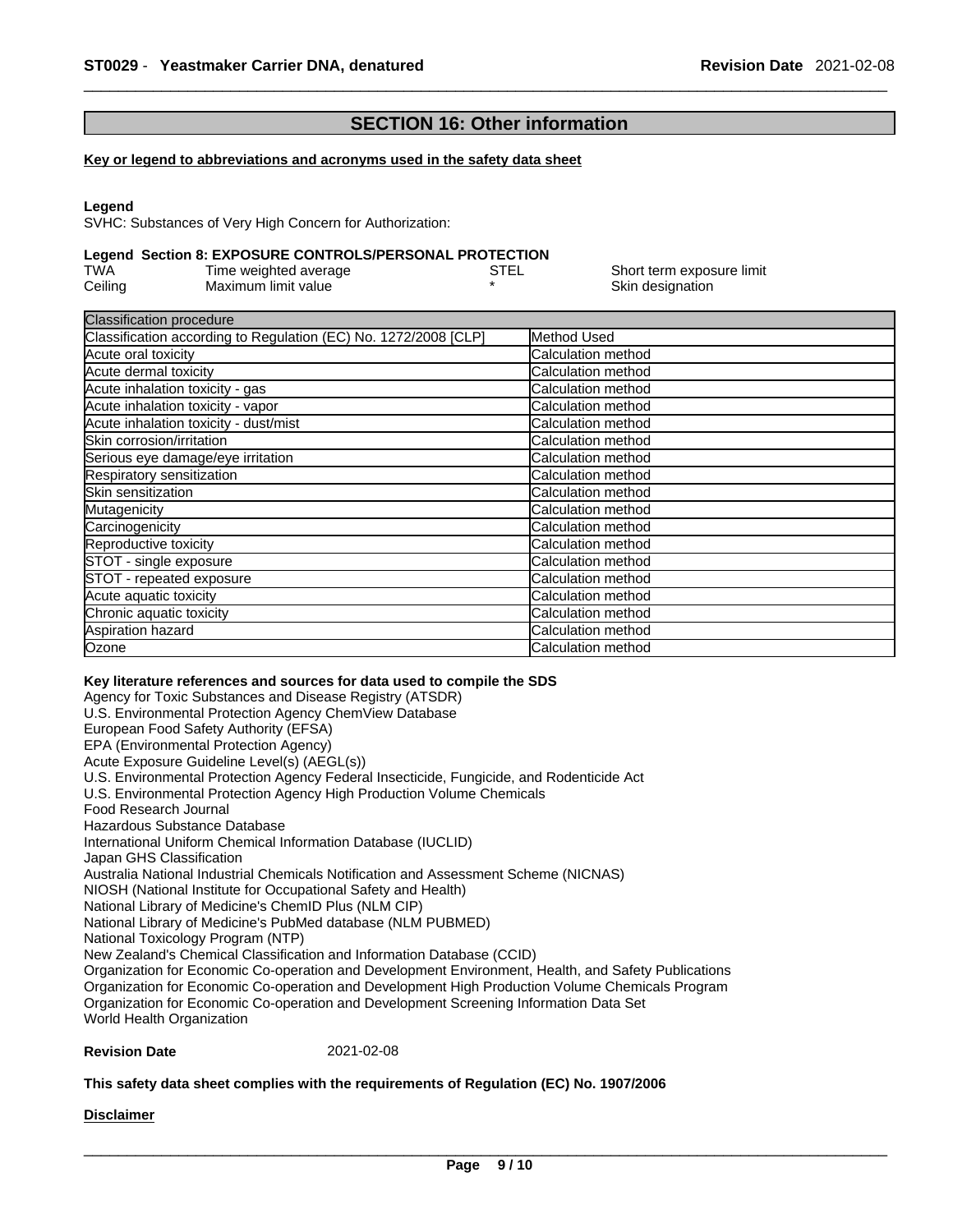## SECTION 16: Other information

**Key or legend to abbreviations and acronyms used in the safety data sheet**

**Legend**

SVHC: Substances of Very High Concern for Authorization:

**Legend Section 8: EXPOSURE CONTROLS/PERSONAL PROTECTION**

| | | | |
|---|---|---|---|
| TWA | Time weighted average | STEL | Short term exposure limit |
| Ceiling | Maximum limit value | * | Skin designation |

| Classification procedure | |
|---|---|
| Classification according to Regulation (EC) No. 1272/2008 [CLP] | Method Used |
| Acute oral toxicity | Calculation method |
| Acute dermal toxicity | Calculation method |
| Acute inhalation toxicity - gas | Calculation method |
| Acute inhalation toxicity - vapor | Calculation method |
| Acute inhalation toxicity - dust/mist | Calculation method |
| Skin corrosion/irritation | Calculation method |
| Serious eye damage/eye irritation | Calculation method |
| Respiratory sensitization | Calculation method |
| Skin sensitization | Calculation method |
| Mutagenicity | Calculation method |
| Carcinogenicity | Calculation method |
| Reproductive toxicity | Calculation method |
| STOT - single exposure | Calculation method |
| STOT - repeated exposure | Calculation method |
| Acute aquatic toxicity | Calculation method |
| Chronic aquatic toxicity | Calculation method |
| Aspiration hazard | Calculation method |
| Ozone | Calculation method |

**Key literature references and sources for data used to compile the SDS**

Agency for Toxic Substances and Disease Registry (ATSDR)
U.S. Environmental Protection Agency ChemView Database
European Food Safety Authority (EFSA)
EPA (Environmental Protection Agency)
Acute Exposure Guideline Level(s) (AEGL(s))
U.S. Environmental Protection Agency Federal Insecticide, Fungicide, and Rodenticide Act
U.S. Environmental Protection Agency High Production Volume Chemicals
Food Research Journal
Hazardous Substance Database
International Uniform Chemical Information Database (IUCLID)
Japan GHS Classification
Australia National Industrial Chemicals Notification and Assessment Scheme (NICNAS)
NIOSH (National Institute for Occupational Safety and Health)
National Library of Medicine's ChemID Plus (NLM CIP)
National Library of Medicine's PubMed database (NLM PUBMED)
National Toxicology Program (NTP)
New Zealand's Chemical Classification and Information Database (CCID)
Organization for Economic Co-operation and Development Environment, Health, and Safety Publications
Organization for Economic Co-operation and Development High Production Volume Chemicals Program
Organization for Economic Co-operation and Development Screening Information Data Set
World Health Organization

**Revision Date** 2021-02-08

**This safety data sheet complies with the requirements of Regulation (EC) No. 1907/2006**

**Disclaimer**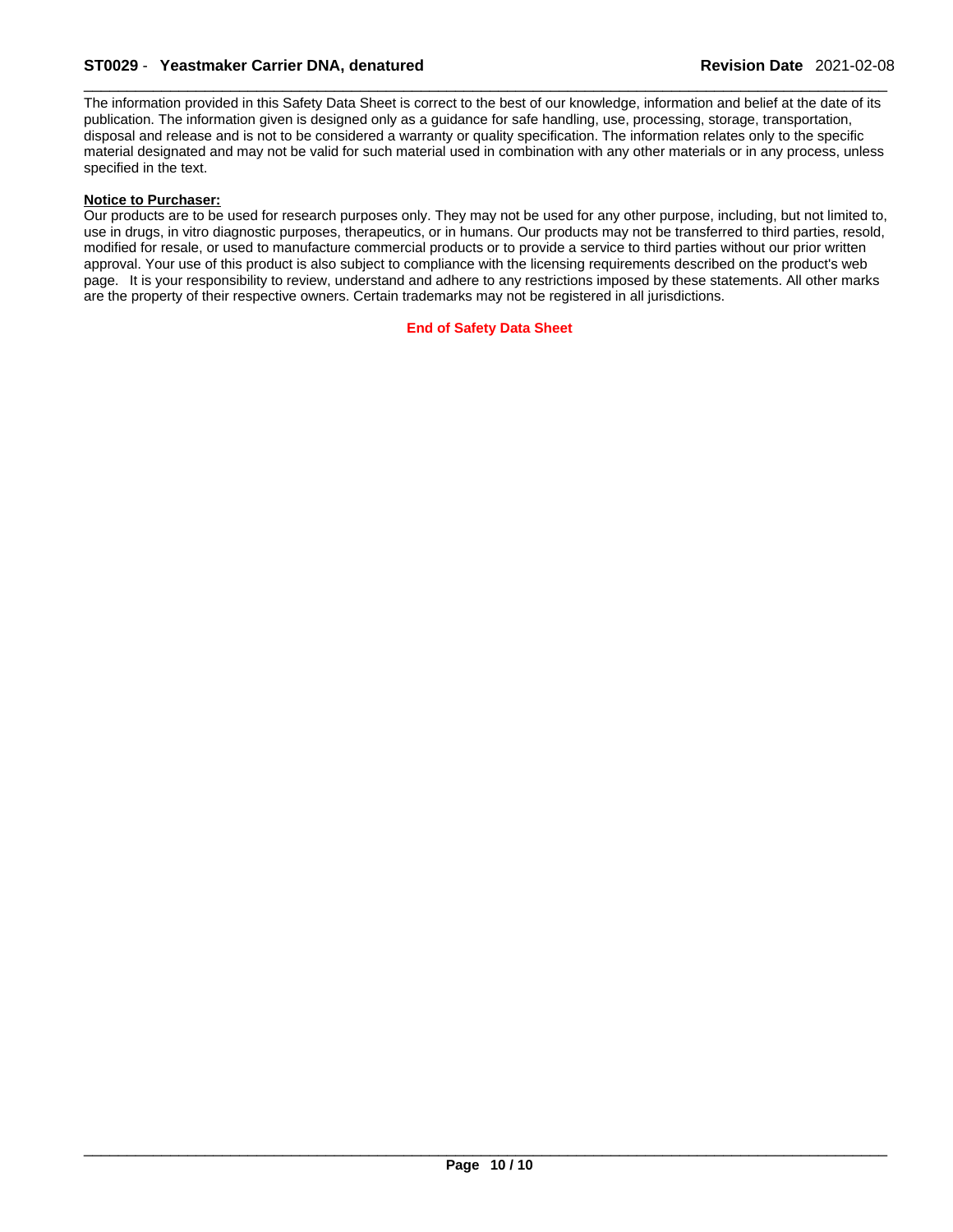The information provided in this Safety Data Sheet is correct to the best of our knowledge, information and belief at the date of its publication. The information given is designed only as a guidance for safe handling, use, processing, storage, transportation, disposal and release and is not to be considered a warranty or quality specification. The information relates only to the specific material designated and may not be valid for such material used in combination with any other materials or in any process, unless specified in the text.

**Notice to Purchaser:**

Our products are to be used for research purposes only. They may not be used for any other purpose, including, but not limited to, use in drugs, in vitro diagnostic purposes, therapeutics, or in humans. Our products may not be transferred to third parties, resold, modified for resale, or used to manufacture commercial products or to provide a service to third parties without our prior written approval. Your use of this product is also subject to compliance with the licensing requirements described on the product's web page. It is your responsibility to review, understand and adhere to any restrictions imposed by these statements. All other marks are the property of their respective owners. Certain trademarks may not be registered in all jurisdictions.

**End of Safety Data Sheet**